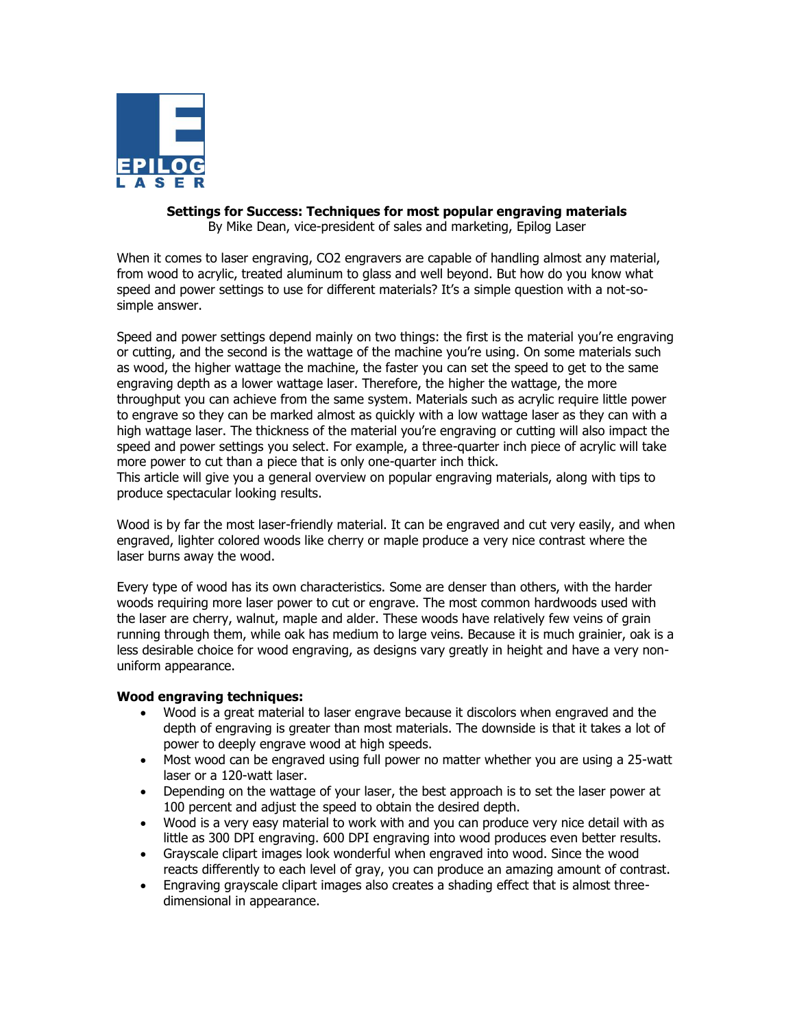EPILOG
LASER

**Settings for Success: Techniques for most popular engraving materials**

By Mike Dean, vice-president of sales and marketing, Epilog Laser

When it comes to laser engraving, CO2 engravers are capable of handling almost any material, from wood to acrylic, treated aluminum to glass and well beyond. But how do you know what speed and power settings to use for different materials? It's a simple question with a not-so-simple answer.

Speed and power settings depend mainly on two things: the first is the material you're engraving or cutting, and the second is the wattage of the machine you're using. On some materials such as wood, the higher wattage the machine, the faster you can set the speed to get to the same engraving depth as a lower wattage laser. Therefore, the higher the wattage, the more throughput you can achieve from the same system. Materials such as acrylic require little power to engrave so they can be marked almost as quickly with a low wattage laser as they can with a high wattage laser. The thickness of the material you're engraving or cutting will also impact the speed and power settings you select. For example, a three-quarter inch piece of acrylic will take more power to cut than a piece that is only one-quarter inch thick.
This article will give you a general overview on popular engraving materials, along with tips to produce spectacular looking results.

Wood is by far the most laser-friendly material. It can be engraved and cut very easily, and when engraved, lighter colored woods like cherry or maple produce a very nice contrast where the laser burns away the wood.

Every type of wood has its own characteristics. Some are denser than others, with the harder woods requiring more laser power to cut or engrave. The most common hardwoods used with the laser are cherry, walnut, maple and alder. These woods have relatively few veins of grain running through them, while oak has medium to large veins. Because it is much grainier, oak is a less desirable choice for wood engraving, as designs vary greatly in height and have a very non-uniform appearance.

**Wood engraving techniques:**

- Wood is a great material to laser engrave because it discolors when engraved and the depth of engraving is greater than most materials. The downside is that it takes a lot of power to deeply engrave wood at high speeds.
- Most wood can be engraved using full power no matter whether you are using a 25-watt laser or a 120-watt laser.
- Depending on the wattage of your laser, the best approach is to set the laser power at 100 percent and adjust the speed to obtain the desired depth.
- Wood is a very easy material to work with and you can produce very nice detail with as little as 300 DPI engraving. 600 DPI engraving into wood produces even better results.
- Grayscale clipart images look wonderful when engraved into wood. Since the wood reacts differently to each level of gray, you can produce an amazing amount of contrast.
- Engraving grayscale clipart images also creates a shading effect that is almost three-dimensional in appearance.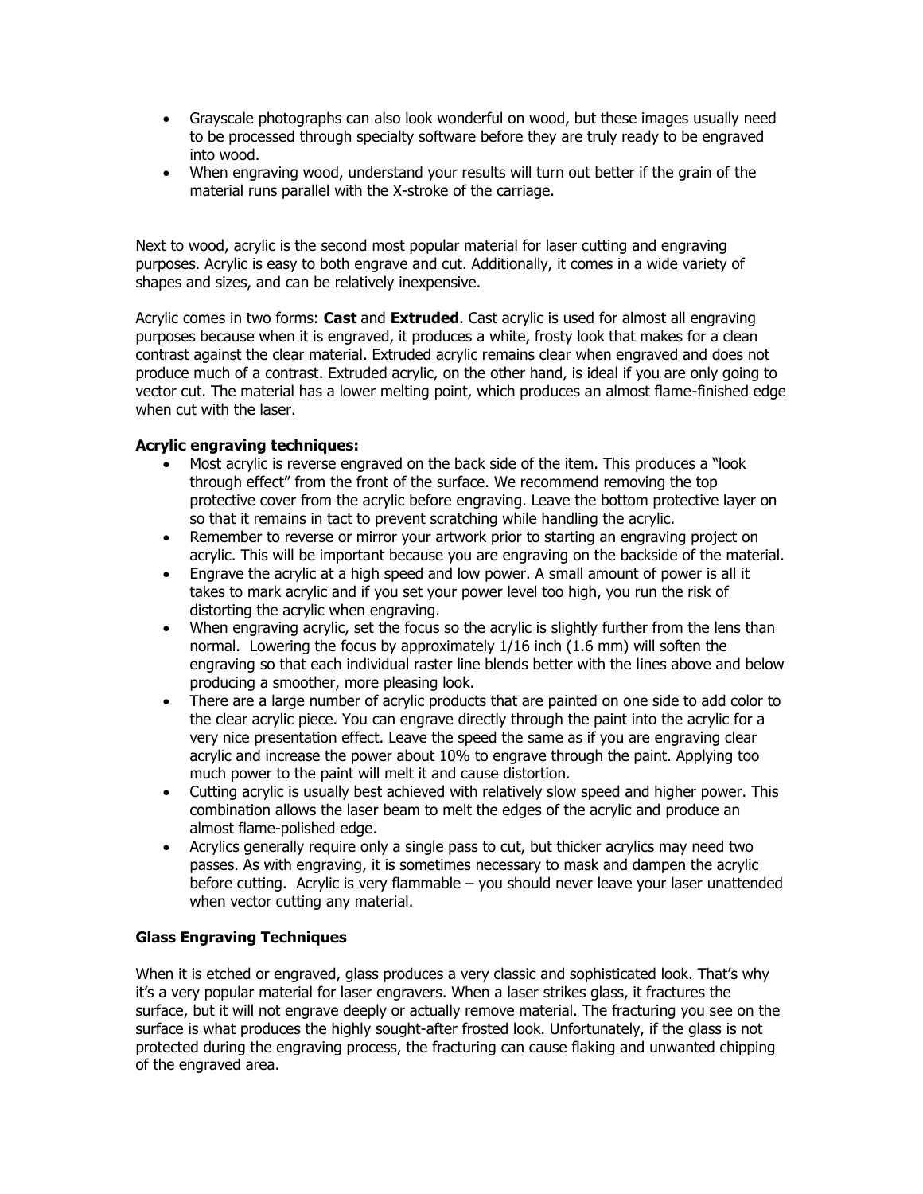- Grayscale photographs can also look wonderful on wood, but these images usually need to be processed through specialty software before they are truly ready to be engraved into wood.
- When engraving wood, understand your results will turn out better if the grain of the material runs parallel with the X-stroke of the carriage.

Next to wood, acrylic is the second most popular material for laser cutting and engraving purposes. Acrylic is easy to both engrave and cut. Additionally, it comes in a wide variety of shapes and sizes, and can be relatively inexpensive.

Acrylic comes in two forms: **Cast** and **Extruded**. Cast acrylic is used for almost all engraving purposes because when it is engraved, it produces a white, frosty look that makes for a clean contrast against the clear material. Extruded acrylic remains clear when engraved and does not produce much of a contrast. Extruded acrylic, on the other hand, is ideal if you are only going to vector cut. The material has a lower melting point, which produces an almost flame-finished edge when cut with the laser.

**Acrylic engraving techniques:**

- Most acrylic is reverse engraved on the back side of the item. This produces a "look through effect" from the front of the surface. We recommend removing the top protective cover from the acrylic before engraving. Leave the bottom protective layer on so that it remains in tact to prevent scratching while handling the acrylic.
- Remember to reverse or mirror your artwork prior to starting an engraving project on acrylic. This will be important because you are engraving on the backside of the material.
- Engrave the acrylic at a high speed and low power. A small amount of power is all it takes to mark acrylic and if you set your power level too high, you run the risk of distorting the acrylic when engraving.
- When engraving acrylic, set the focus so the acrylic is slightly further from the lens than normal. Lowering the focus by approximately 1/16 inch (1.6 mm) will soften the engraving so that each individual raster line blends better with the lines above and below producing a smoother, more pleasing look.
- There are a large number of acrylic products that are painted on one side to add color to the clear acrylic piece. You can engrave directly through the paint into the acrylic for a very nice presentation effect. Leave the speed the same as if you are engraving clear acrylic and increase the power about 10% to engrave through the paint. Applying too much power to the paint will melt it and cause distortion.
- Cutting acrylic is usually best achieved with relatively slow speed and higher power. This combination allows the laser beam to melt the edges of the acrylic and produce an almost flame-polished edge.
- Acrylics generally require only a single pass to cut, but thicker acrylics may need two passes. As with engraving, it is sometimes necessary to mask and dampen the acrylic before cutting. Acrylic is very flammable – you should never leave your laser unattended when vector cutting any material.

**Glass Engraving Techniques**

When it is etched or engraved, glass produces a very classic and sophisticated look. That's why it's a very popular material for laser engravers. When a laser strikes glass, it fractures the surface, but it will not engrave deeply or actually remove material. The fracturing you see on the surface is what produces the highly sought-after frosted look. Unfortunately, if the glass is not protected during the engraving process, the fracturing can cause flaking and unwanted chipping of the engraved area.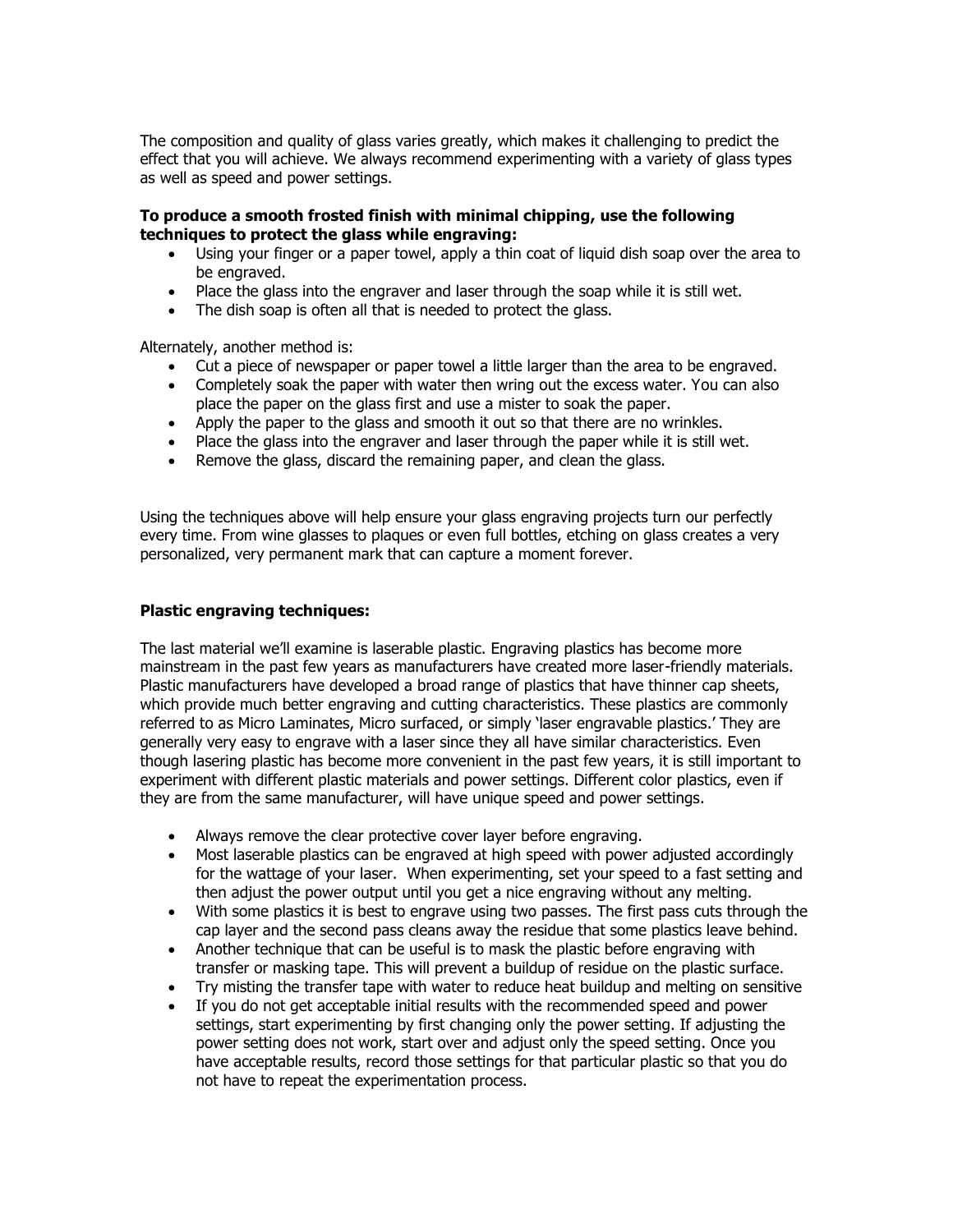The composition and quality of glass varies greatly, which makes it challenging to predict the effect that you will achieve. We always recommend experimenting with a variety of glass types as well as speed and power settings.

**To produce a smooth frosted finish with minimal chipping, use the following techniques to protect the glass while engraving:**

- Using your finger or a paper towel, apply a thin coat of liquid dish soap over the area to be engraved.
- Place the glass into the engraver and laser through the soap while it is still wet.
- The dish soap is often all that is needed to protect the glass.

Alternately, another method is:

- Cut a piece of newspaper or paper towel a little larger than the area to be engraved.
- Completely soak the paper with water then wring out the excess water. You can also place the paper on the glass first and use a mister to soak the paper.
- Apply the paper to the glass and smooth it out so that there are no wrinkles.
- Place the glass into the engraver and laser through the paper while it is still wet.
- Remove the glass, discard the remaining paper, and clean the glass.

Using the techniques above will help ensure your glass engraving projects turn our perfectly every time. From wine glasses to plaques or even full bottles, etching on glass creates a very personalized, very permanent mark that can capture a moment forever.

**Plastic engraving techniques:**

The last material we'll examine is laserable plastic. Engraving plastics has become more mainstream in the past few years as manufacturers have created more laser-friendly materials. Plastic manufacturers have developed a broad range of plastics that have thinner cap sheets, which provide much better engraving and cutting characteristics. These plastics are commonly referred to as Micro Laminates, Micro surfaced, or simply 'laser engravable plastics.' They are generally very easy to engrave with a laser since they all have similar characteristics. Even though lasering plastic has become more convenient in the past few years, it is still important to experiment with different plastic materials and power settings. Different color plastics, even if they are from the same manufacturer, will have unique speed and power settings.

- Always remove the clear protective cover layer before engraving.
- Most laserable plastics can be engraved at high speed with power adjusted accordingly for the wattage of your laser. When experimenting, set your speed to a fast setting and then adjust the power output until you get a nice engraving without any melting.
- With some plastics it is best to engrave using two passes. The first pass cuts through the cap layer and the second pass cleans away the residue that some plastics leave behind.
- Another technique that can be useful is to mask the plastic before engraving with transfer or masking tape. This will prevent a buildup of residue on the plastic surface.
- Try misting the transfer tape with water to reduce heat buildup and melting on sensitive
- If you do not get acceptable initial results with the recommended speed and power settings, start experimenting by first changing only the power setting. If adjusting the power setting does not work, start over and adjust only the speed setting. Once you have acceptable results, record those settings for that particular plastic so that you do not have to repeat the experimentation process.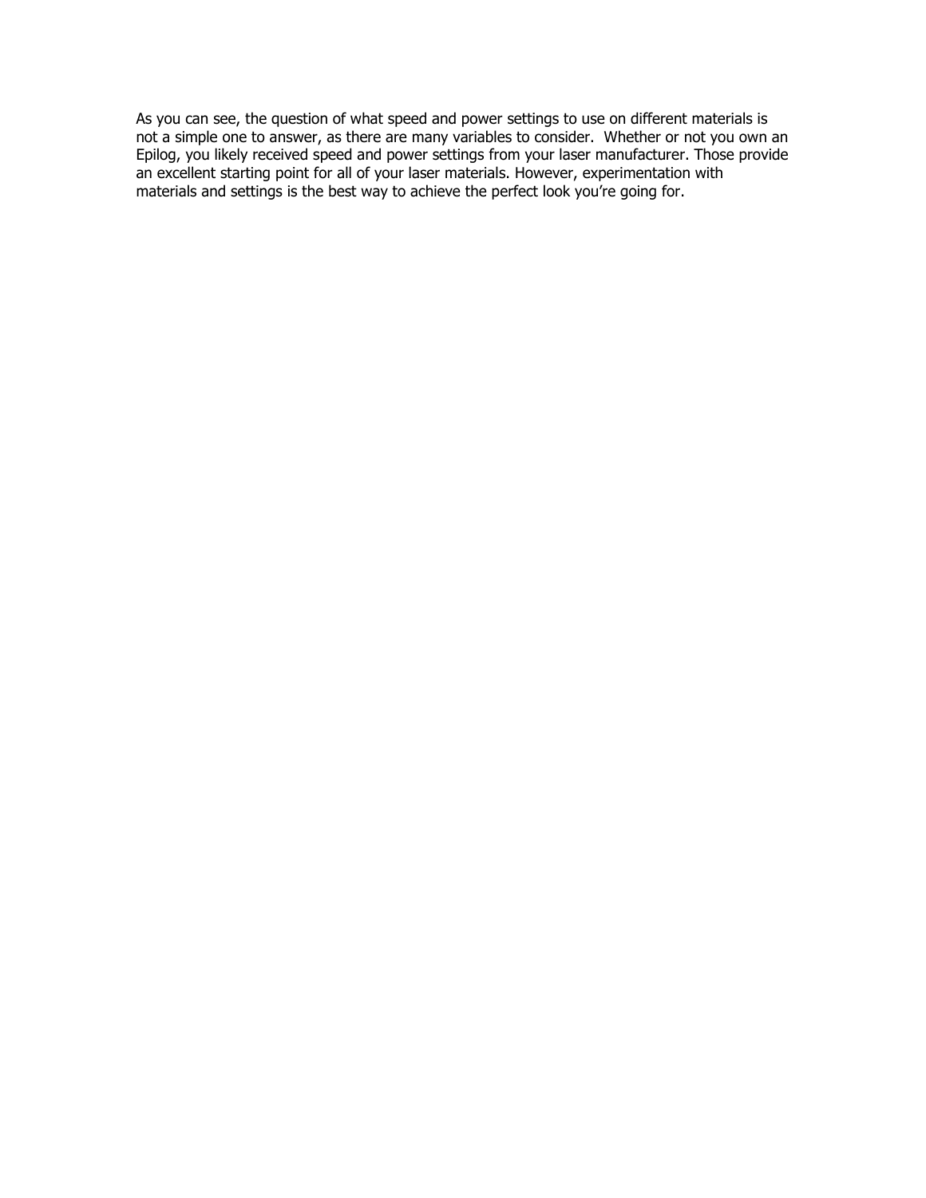As you can see, the question of what speed and power settings to use on different materials is not a simple one to answer, as there are many variables to consider. Whether or not you own an Epilog, you likely received speed and power settings from your laser manufacturer. Those provide an excellent starting point for all of your laser materials. However, experimentation with materials and settings is the best way to achieve the perfect look you're going for.